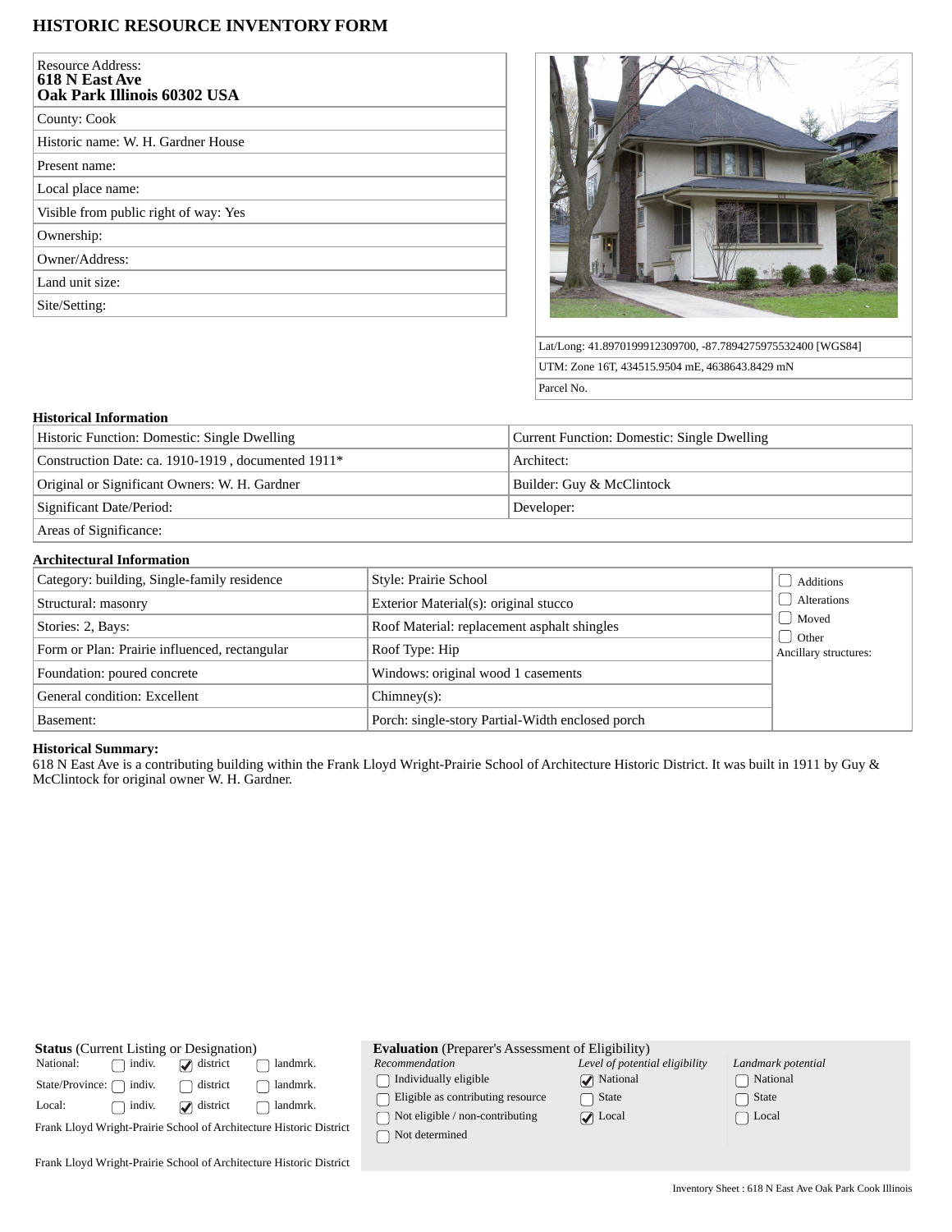# HISTORIC RESOURCE INVENTORY FORM

| | |
|---|---|
| Resource Address: **618 N East Ave Oak Park Illinois 60302 USA** | |
| County: Cook | |
| Historic name: W. H. Gardner House | |
| Present name: | |
| Local place name: | |
| Visible from public right of way: Yes | |
| Ownership: | |
| Owner/Address: | |
| Land unit size: | |
| Site/Setting: | |

Lat/Long: 41.8970199912309700, -87.7894275975532400 [WGS84]

UTM: Zone 16T, 434515.9504 mE, 4638643.8429 mN

Parcel No.

### Historical Information

| | |
|---|---|
| Historic Function: Domestic: Single Dwelling | Current Function: Domestic: Single Dwelling |
| Construction Date: ca. 1910-1919 , documented 1911* | Architect: |
| Original or Significant Owners: W. H. Gardner | Builder: Guy & McClintock |
| Significant Date/Period: | Developer: |
| Areas of Significance: | |

### Architectural Information

| | | |
|---|---|---|
| Category: building, Single-family residence | Style: Prairie School | ☐ Additions |
| Structural: masonry | Exterior Material(s): original stucco | ☐ Alterations |
| Stories: 2, Bays: | Roof Material: replacement asphalt shingles | ☐ Moved |
| Form or Plan: Prairie influenced, rectangular | Roof Type: Hip | ☐ Other |
| Foundation: poured concrete | Windows: original wood 1 casements | Ancillary structures: |
| General condition: Excellent | Chimney(s): | |
| Basement: | Porch: single-story Partial-Width enclosed porch | |

**Historical Summary:**
618 N East Ave is a contributing building within the Frank Lloyd Wright-Prairie School of Architecture Historic District. It was built in 1911 by Guy & McClintock for original owner W. H. Gardner.

**Status** (Current Listing or Designation)

| | | | |
|---|---|---|---|
| National: | ☐ indiv. | ☑ district | ☐ landmrk. |
| State/Province: | ☐ indiv. | ☐ district | ☐ landmrk. |
| Local: | ☐ indiv. | ☑ district | ☐ landmrk. |

Frank Lloyd Wright-Prairie School of Architecture Historic District

Frank Lloyd Wright-Prairie School of Architecture Historic District

**Evaluation** (Preparer's Assessment of Eligibility)

| *Recommendation* | *Level of potential eligibility* | *Landmark potential* |
|---|---|---|
| ☐ Individually eligible | ☑ National | ☐ National |
| ☐ Eligible as contributing resource | ☐ State | ☐ State |
| ☐ Not eligible / non-contributing | ☑ Local | ☐ Local |
| ☐ Not determined | | |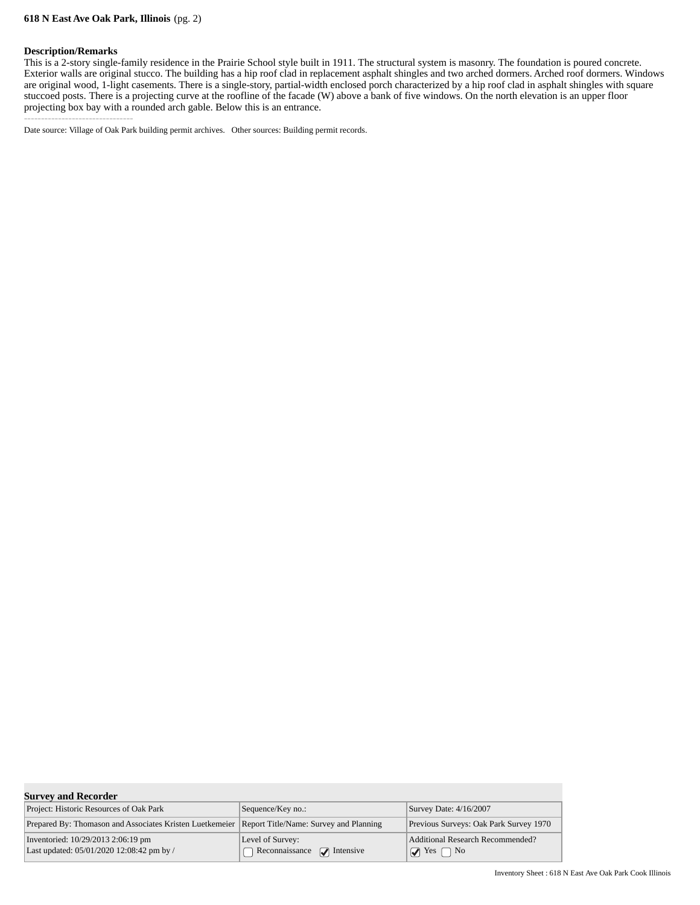**618 N East Ave Oak Park, Illinois** (pg. 2)

**Description/Remarks**

This is a 2-story single-family residence in the Prairie School style built in 1911. The structural system is masonry. The foundation is poured concrete. Exterior walls are original stucco. The building has a hip roof clad in replacement asphalt shingles and two arched dormers. Arched roof dormers. Windows are original wood, 1-light casements. There is a single-story, partial-width enclosed porch characterized by a hip roof clad in asphalt shingles with square stuccoed posts. There is a projecting curve at the roofline of the facade (W) above a bank of five windows. On the north elevation is an upper floor projecting box bay with a rounded arch gable. Below this is an entrance.

Date source: Village of Oak Park building permit archives. Other sources: Building permit records.

**Survey and Recorder**

| | | |
|---|---|---|
| Project: Historic Resources of Oak Park | Sequence/Key no.: | Survey Date: 4/16/2007 |
| Prepared By: Thomason and Associates Kristen Luetkemeier | Report Title/Name: Survey and Planning | Previous Surveys: Oak Park Survey 1970 |
| Inventoried: 10/29/2013 2:06:19 pm<br>Last updated: 05/01/2020 12:08:42 pm by / | Level of Survey:<br>☐ Reconnaissance ☑ Intensive | Additional Research Recommended?<br>☑ Yes ☐ No |

Inventory Sheet : 618 N East Ave Oak Park Cook Illinois